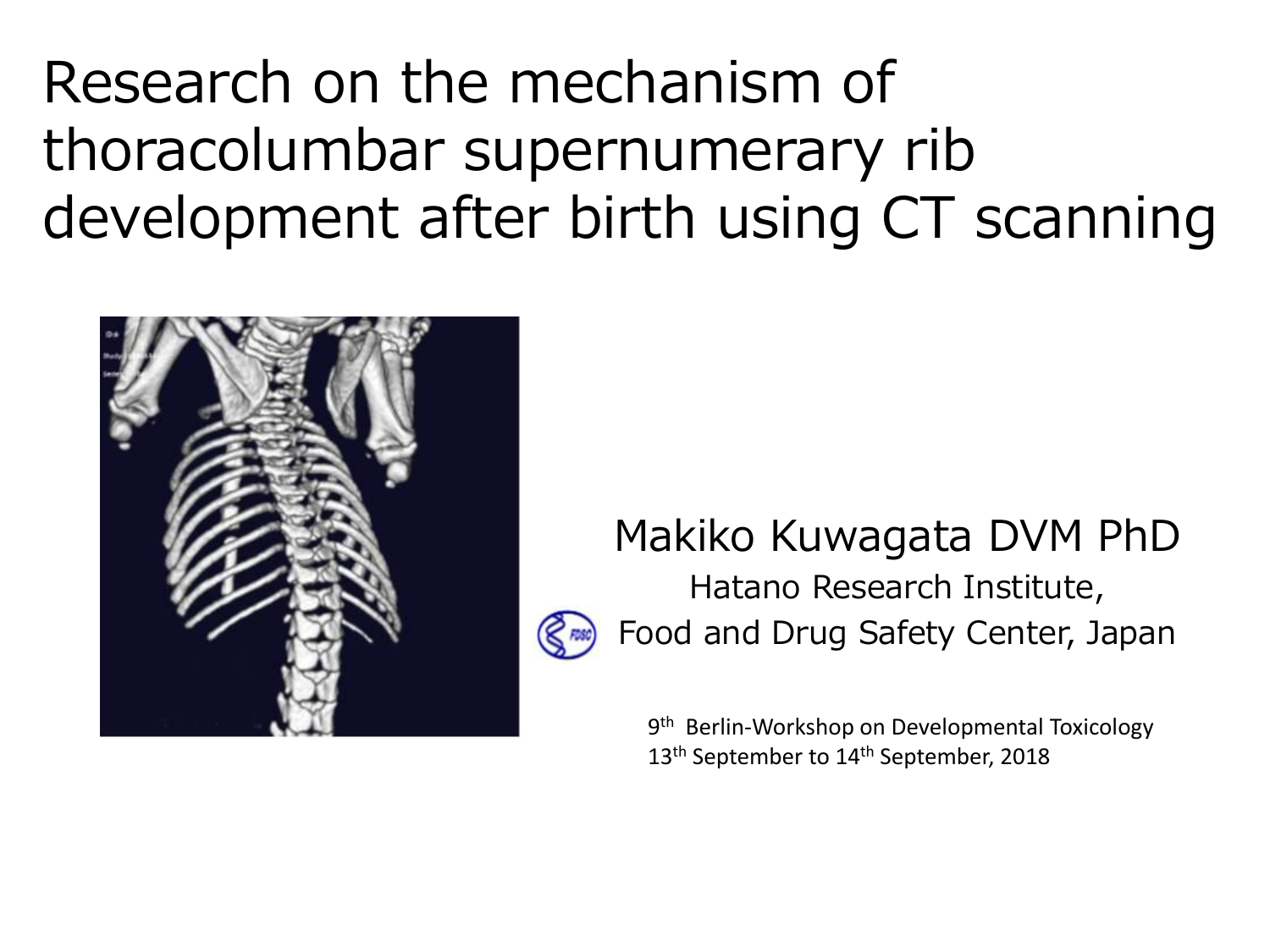# Research on the mechanism of thoracolumbar supernumerary rib development after birth using CT scanning

Makiko Kuwagata DVM PhD

Hatano Research Institute,

Food and Drug Safety Center, Japan

9th Berlin-Workshop on Developmental Toxicology

13th September to 14th September, 2018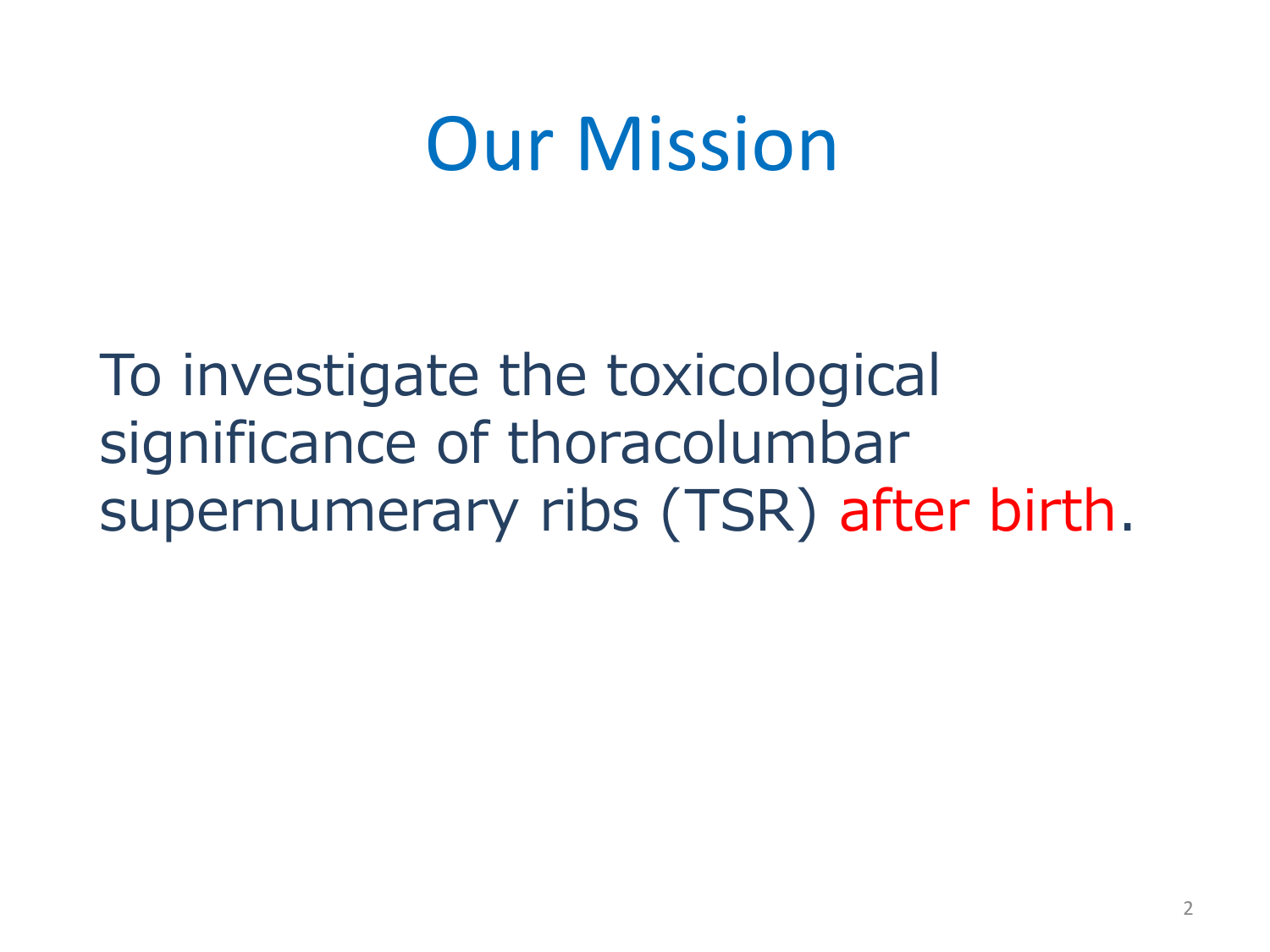# Our Mission

To investigate the toxicological significance of thoracolumbar supernumerary ribs (TSR) after birth.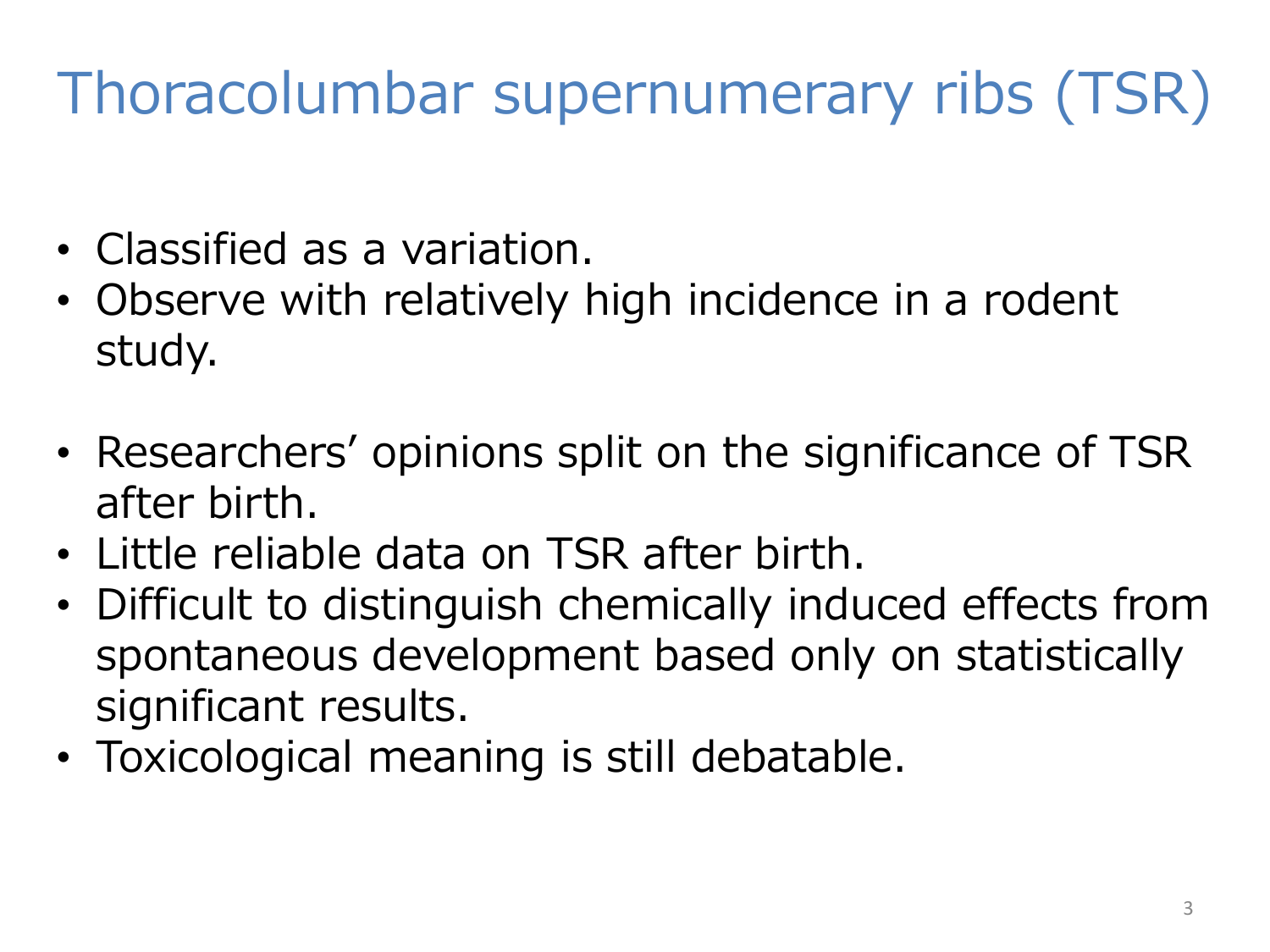# Thoracolumbar supernumerary ribs (TSR)

- Classified as a variation.
- Observe with relatively high incidence in a rodent study.

- Researchers' opinions split on the significance of TSR after birth.
- Little reliable data on TSR after birth.
- Difficult to distinguish chemically induced effects from spontaneous development based only on statistically significant results.
- Toxicological meaning is still debatable.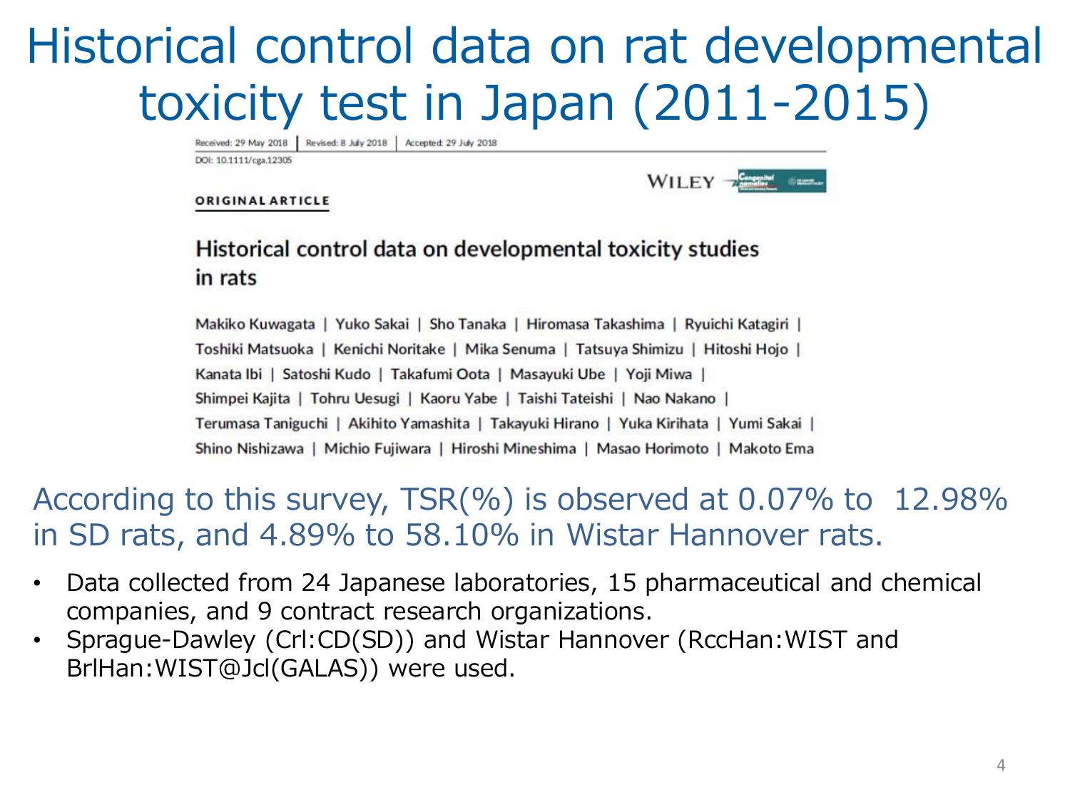# Historical control data on rat developmental toxicity test in Japan (2011-2015)

Received: 29 May 2018 | Revised: 8 July 2018 | Accepted: 29 July 2018

DOI: 10.1111/cga.12305

WILEY

**ORIGINAL ARTICLE**

## Historical control data on developmental toxicity studies in rats

Makiko Kuwagata | Yuko Sakai | Sho Tanaka | Hiromasa Takashima | Ryuichi Katagiri | Toshiki Matsuoka | Kenichi Noritake | Mika Senuma | Tatsuya Shimizu | Hitoshi Hojo | Kanata Ibi | Satoshi Kudo | Takafumi Oota | Masayuki Ube | Yoji Miwa | Shimpei Kajita | Tohru Uesugi | Kaoru Yabe | Taishi Tateishi | Nao Nakano | Terumasa Taniguchi | Akihito Yamashita | Takayuki Hirano | Yuka Kirihata | Yumi Sakai | Shino Nishizawa | Michio Fujiwara | Hiroshi Mineshima | Masao Horimoto | Makoto Ema

According to this survey, TSR(%) is observed at 0.07% to 12.98% in SD rats, and 4.89% to 58.10% in Wistar Hannover rats.

- Data collected from 24 Japanese laboratories, 15 pharmaceutical and chemical companies, and 9 contract research organizations.
- Sprague-Dawley (Crl:CD(SD)) and Wistar Hannover (RccHan:WIST and BrlHan:WIST@Jcl(GALAS)) were used.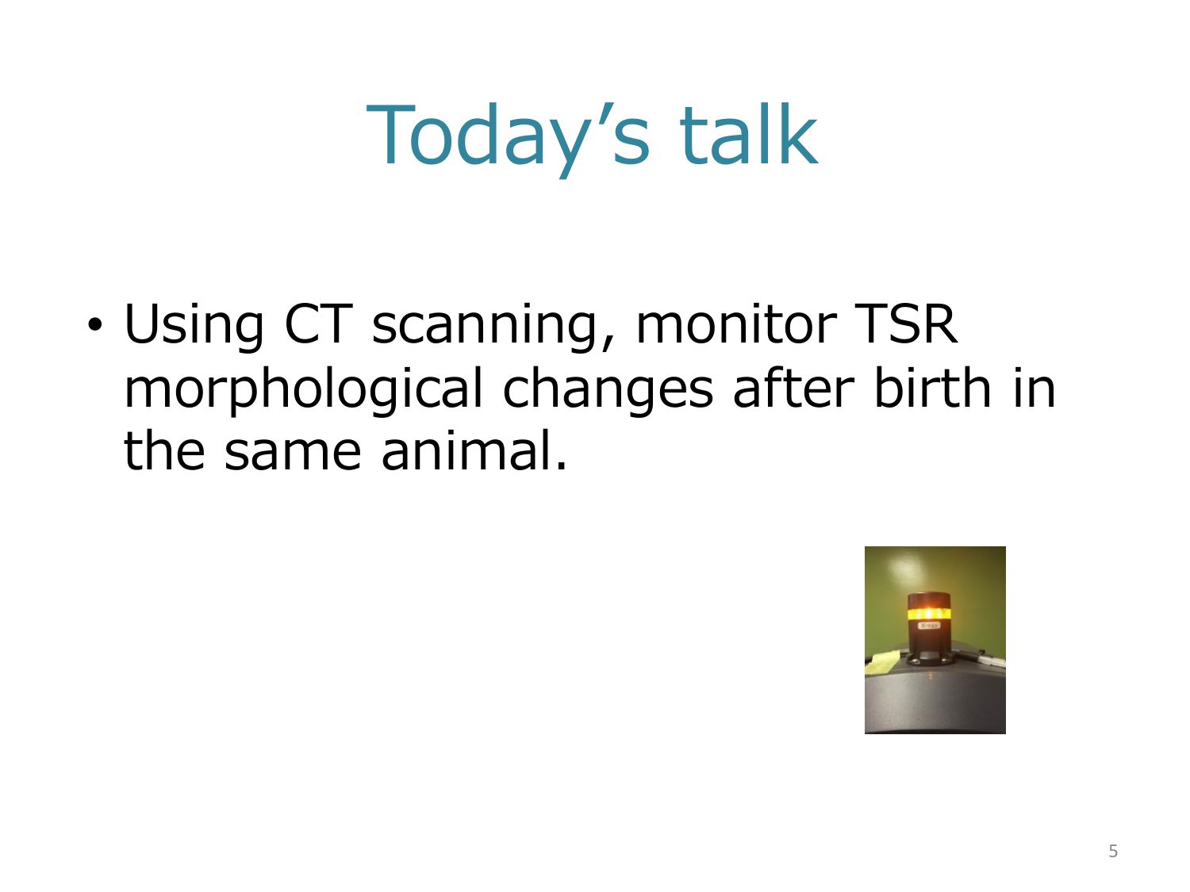# Today's talk

- Using CT scanning, monitor TSR morphological changes after birth in the same animal.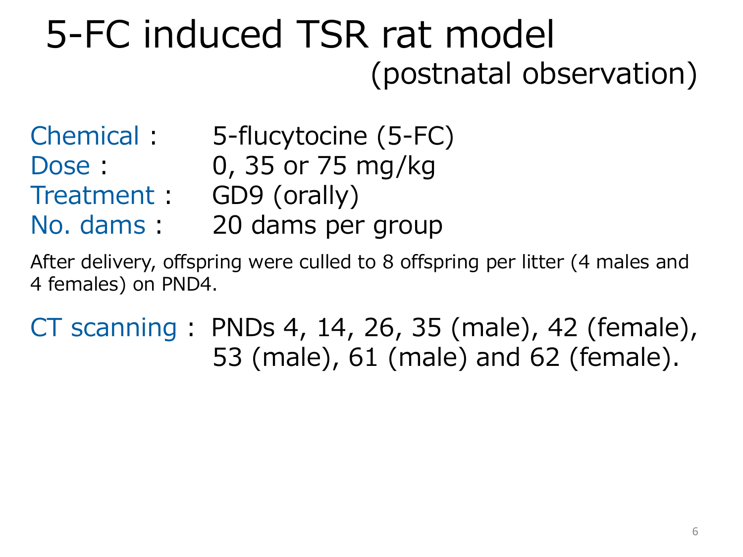# 5-FC induced TSR rat model
## (postnatal observation)

Chemical : 5-flucytocine (5-FC)
Dose : 0, 35 or 75 mg/kg
Treatment : GD9 (orally)
No. dams : 20 dams per group

After delivery, offspring were culled to 8 offspring per litter (4 males and 4 females) on PND4.

CT scanning : PNDs 4, 14, 26, 35 (male), 42 (female), 53 (male), 61 (male) and 62 (female).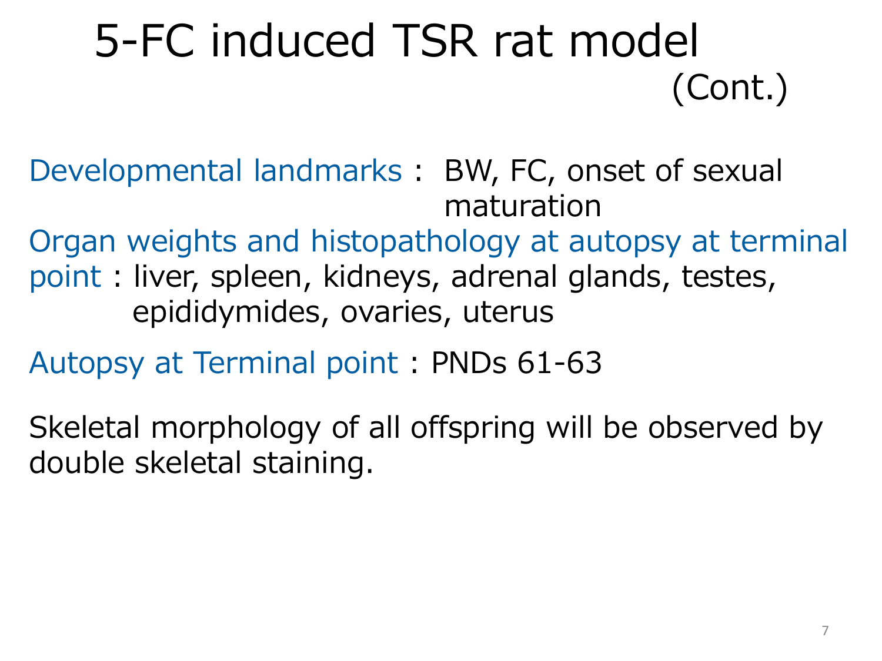# 5-FC induced TSR rat model (Cont.)

Developmental landmarks : BW, FC, onset of sexual maturation

Organ weights and histopathology at autopsy at terminal point : liver, spleen, kidneys, adrenal glands, testes, epididymides, ovaries, uterus

Autopsy at Terminal point : PNDs 61-63

Skeletal morphology of all offspring will be observed by double skeletal staining.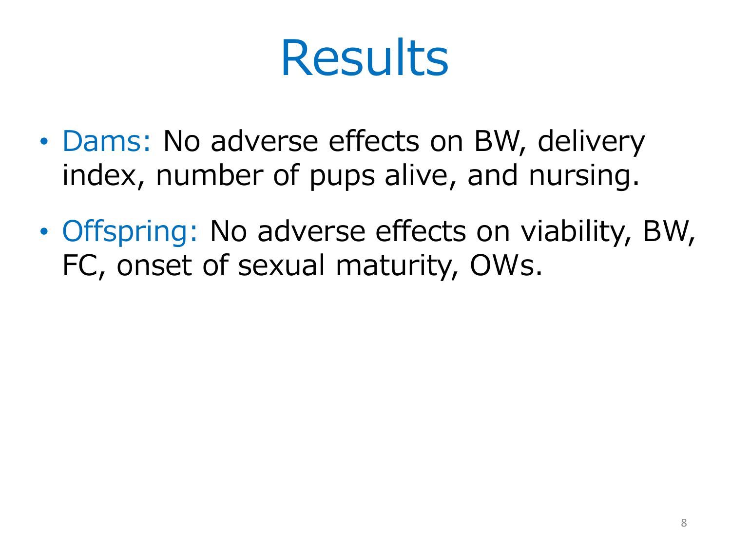# Results

- Dams: No adverse effects on BW, delivery index, number of pups alive, and nursing.
- Offspring: No adverse effects on viability, BW, FC, onset of sexual maturity, OWs.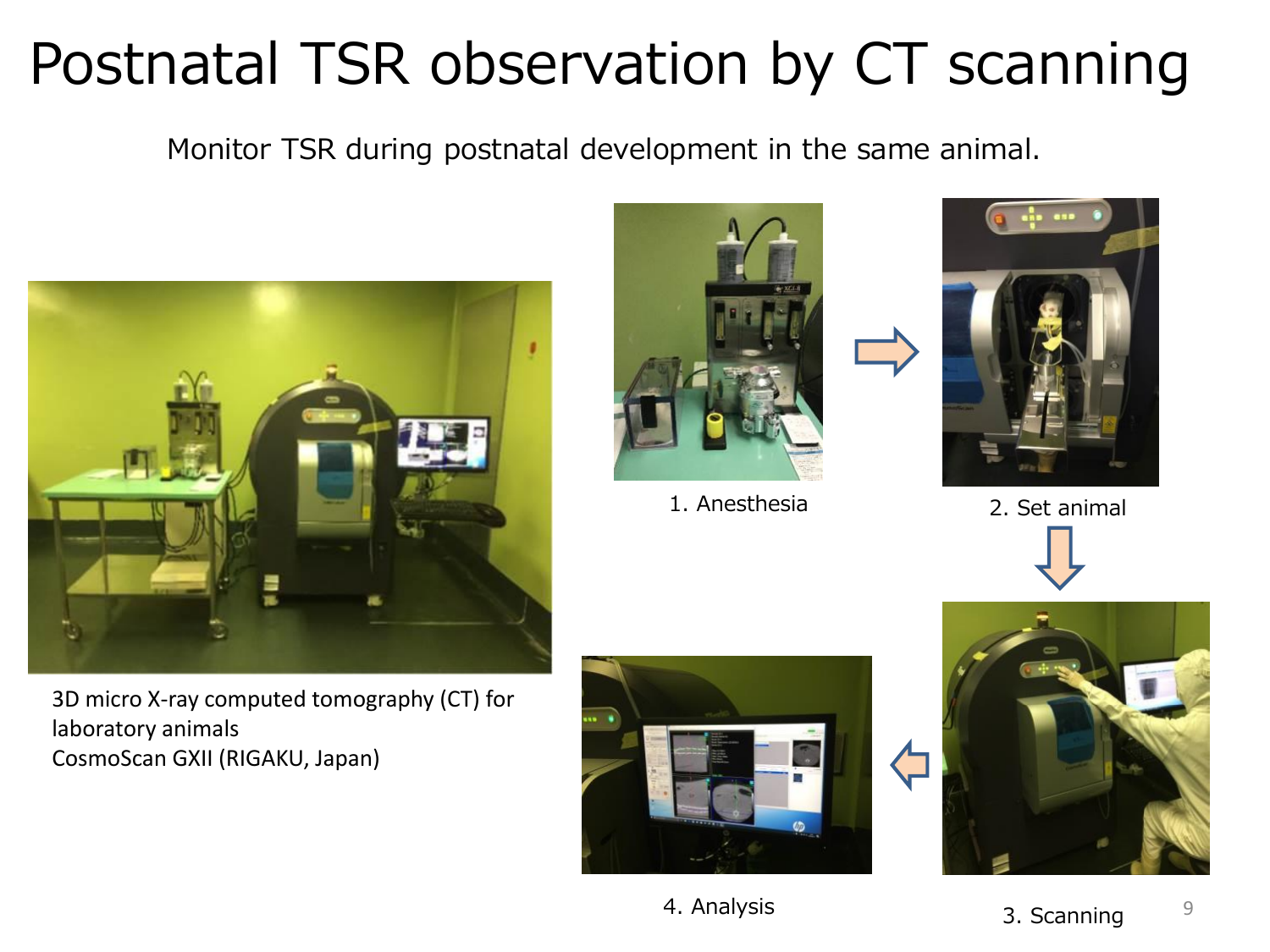# Postnatal TSR observation by CT scanning

Monitor TSR during postnatal development in the same animal.

3D micro X-ray computed tomography (CT) for laboratory animals
CosmoScan GXII (RIGAKU, Japan)

1. Anesthesia

2. Set animal

3. Scanning

4. Analysis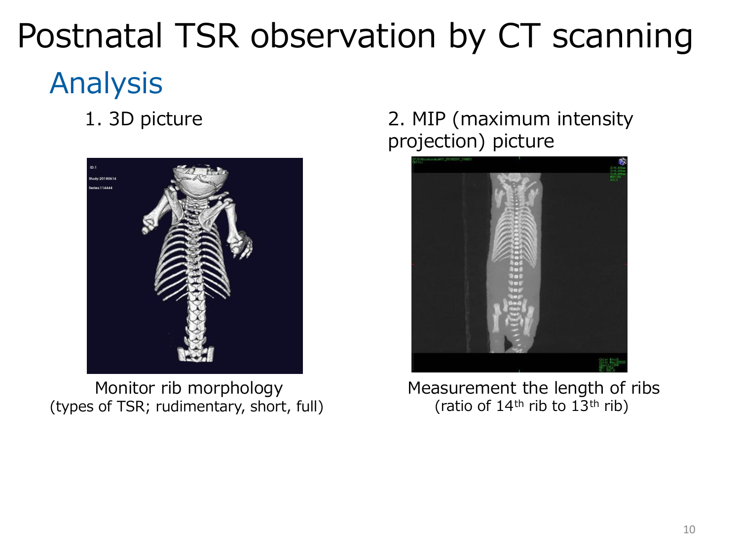# Postnatal TSR observation by CT scanning

## Analysis

1. 3D picture

Monitor rib morphology
(types of TSR; rudimentary, short, full)

2. MIP (maximum intensity projection) picture

Measurement the length of ribs
(ratio of $14^{th}$ rib to $13^{th}$ rib)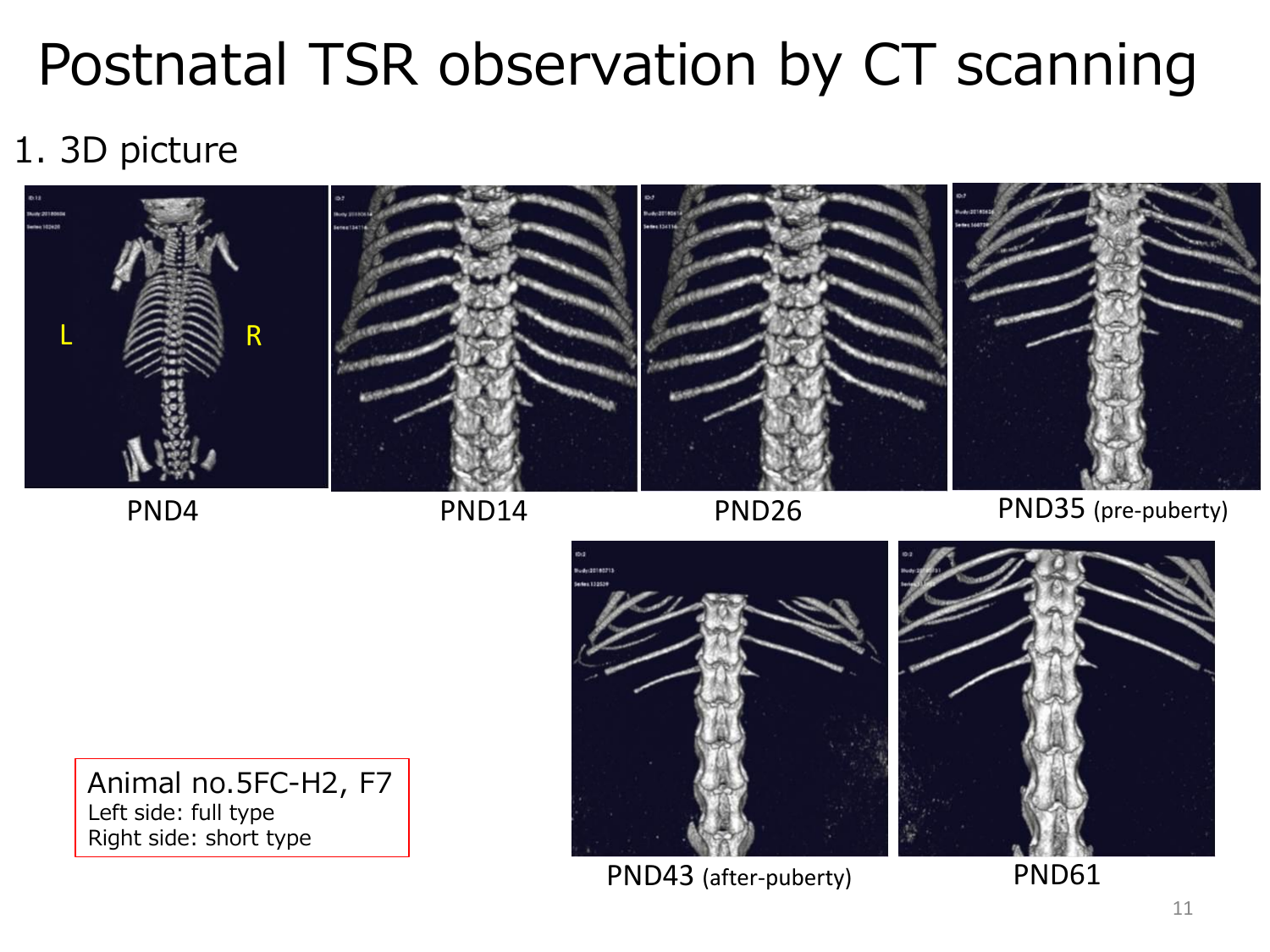# Postnatal TSR observation by CT scanning

1. 3D picture

L R

PND4

PND14

PND26

PND35 (pre-puberty)

PND43 (after-puberty)

PND61

Animal no.5FC-H2, F7
Left side: full type
Right side: short type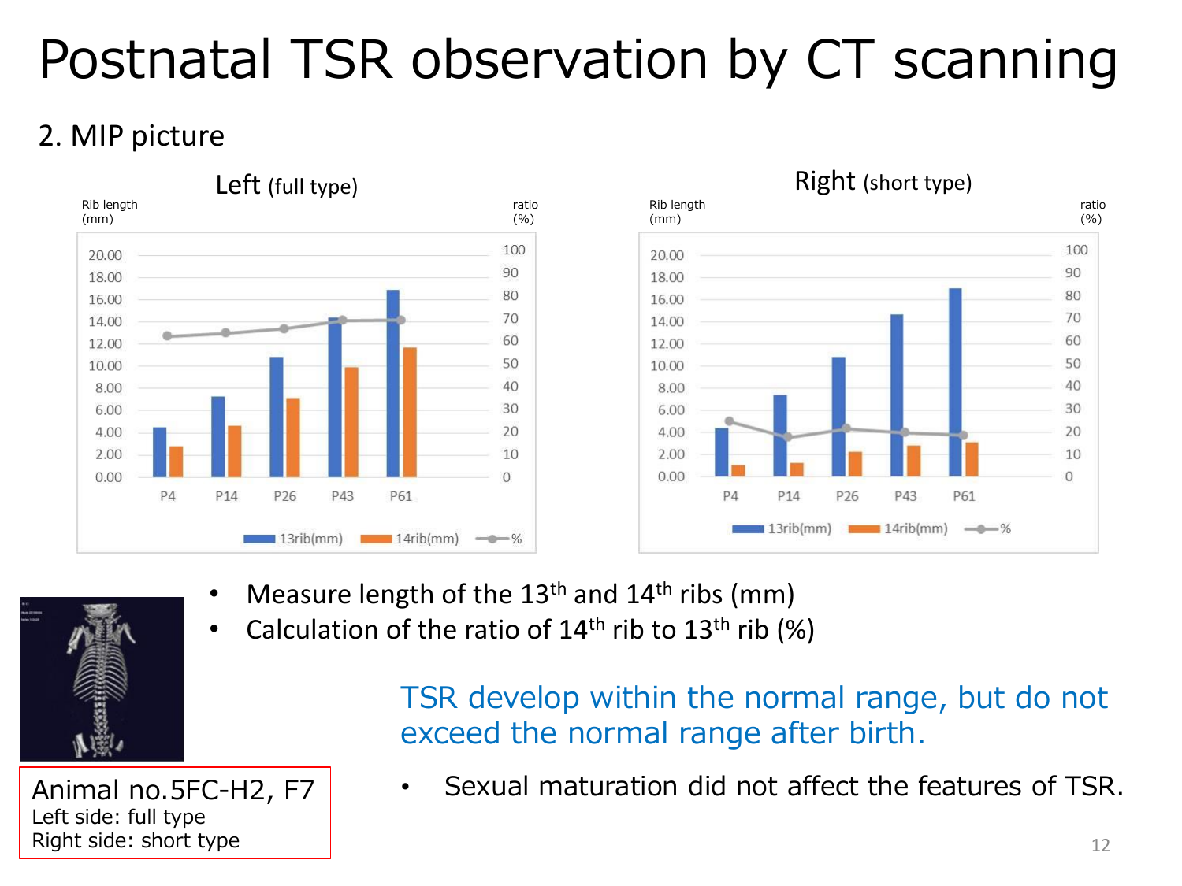# Postnatal TSR observation by CT scanning

## 2. MIP picture

**Left** (full type)

Rib length (mm) | ratio (%)

P4, P14, P26, P43, P61

13rib(mm) 14rib(mm) %

**Right** (short type)

Rib length (mm) | ratio (%)

P4, P14, P26, P43, P61

13rib(mm) 14rib(mm) %

- Measure length of the 13th and 14th ribs (mm)
- Calculation of the ratio of 14th rib to 13th rib (%)

TSR develop within the normal range, but do not exceed the normal range after birth.

- Sexual maturation did not affect the features of TSR.

Animal no.5FC-H2, F7
Left side: full type
Right side: short type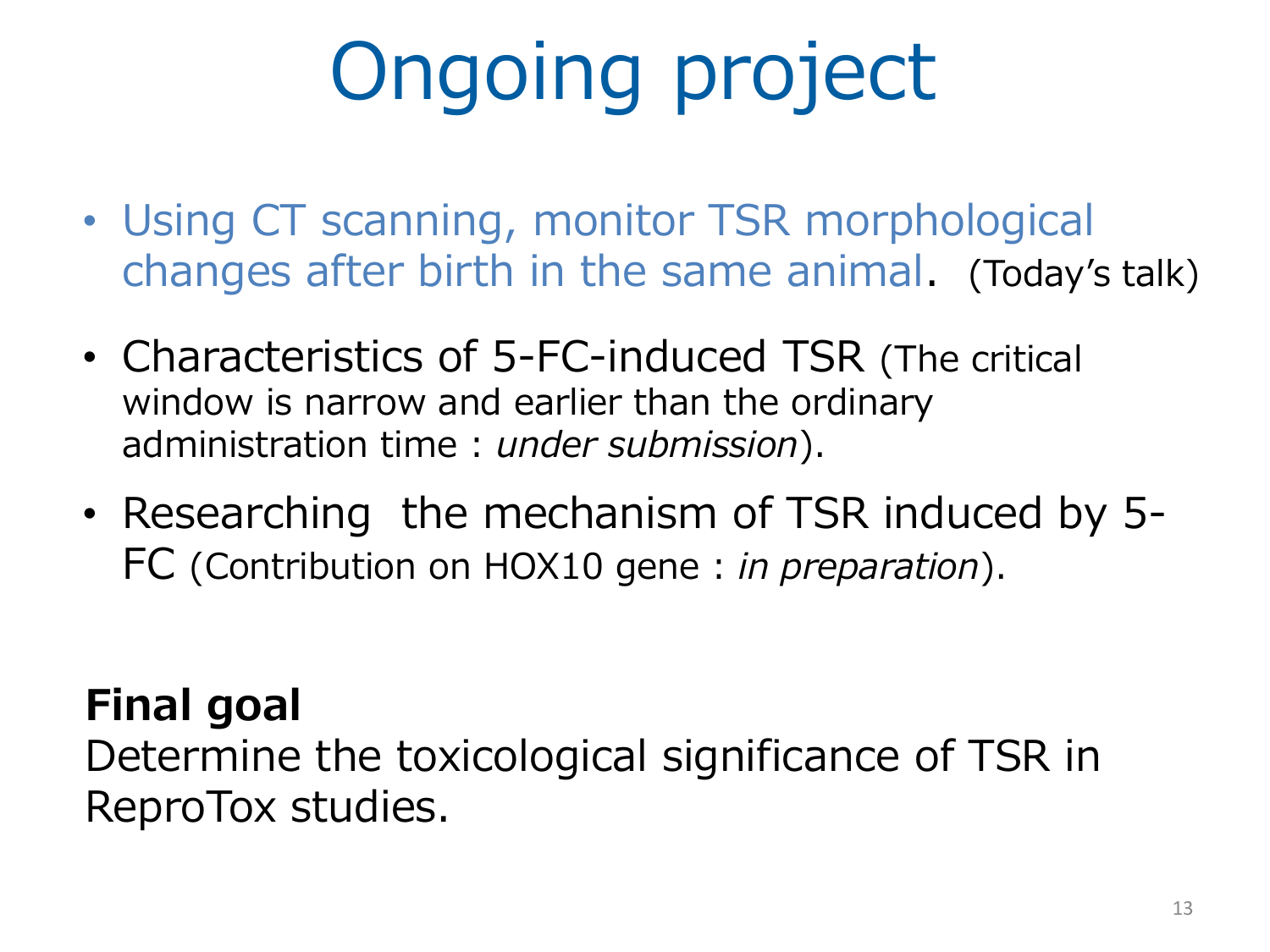# Ongoing project

- Using CT scanning, monitor TSR morphological changes after birth in the same animal. (Today's talk)
- Characteristics of 5-FC-induced TSR (The critical window is narrow and earlier than the ordinary administration time : *under submission*).
- Researching the mechanism of TSR induced by 5-FC (Contribution on HOX10 gene : *in preparation*).

**Final goal**

Determine the toxicological significance of TSR in ReproTox studies.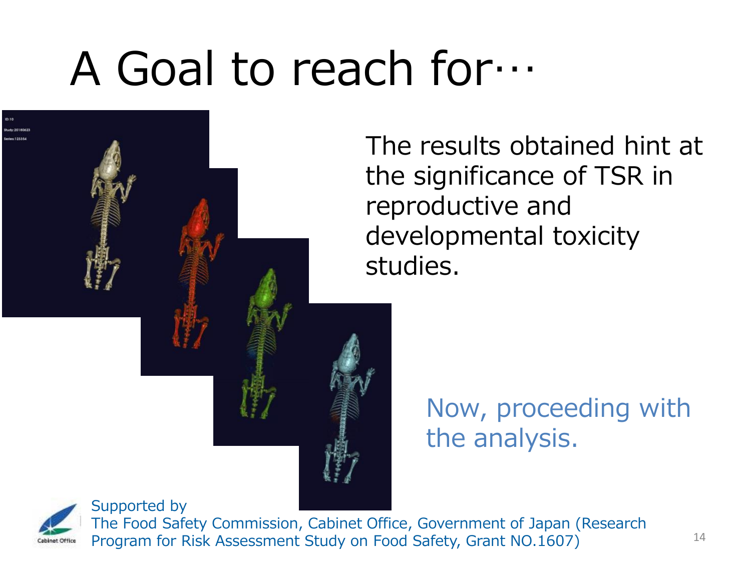# A Goal to reach for…

The results obtained hint at the significance of TSR in reproductive and developmental toxicity studies.

Now, proceeding with the analysis.

Supported by
The Food Safety Commission, Cabinet Office, Government of Japan (Research Program for Risk Assessment Study on Food Safety, Grant NO.1607)